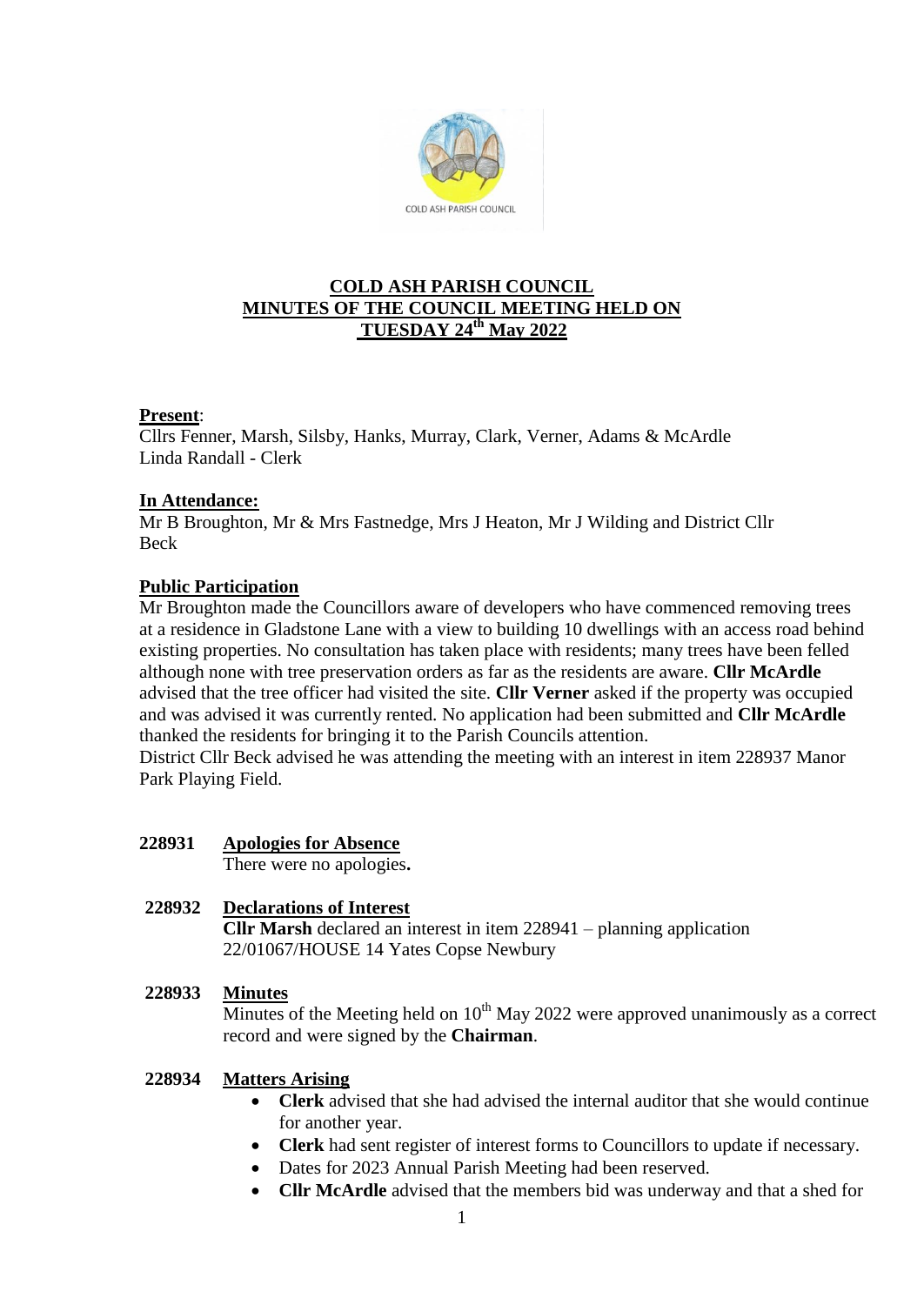# COLD ASH PARISH COUNCIL
# MINUTES OF THE COUNCIL MEETING HELD ON TUESDAY 24th May 2022

**Present**:
Cllrs Fenner, Marsh, Silsby, Hanks, Murray, Clark, Verner, Adams & McArdle
Linda Randall - Clerk

**In Attendance:**
Mr B Broughton, Mr & Mrs Fastnedge, Mrs J Heaton, Mr J Wilding and District Cllr Beck

**Public Participation**
Mr Broughton made the Councillors aware of developers who have commenced removing trees at a residence in Gladstone Lane with a view to building 10 dwellings with an access road behind existing properties. No consultation has taken place with residents; many trees have been felled although none with tree preservation orders as far as the residents are aware. **Cllr McArdle** advised that the tree officer had visited the site. **Cllr Verner** asked if the property was occupied and was advised it was currently rented. No application had been submitted and **Cllr McArdle** thanked the residents for bringing it to the Parish Councils attention.
District Cllr Beck advised he was attending the meeting with an interest in item 228937 Manor Park Playing Field.

**228931 Apologies for Absence**
There were no apologies**.**

**228932 Declarations of Interest**
**Cllr Marsh** declared an interest in item 228941 – planning application 22/01067/HOUSE 14 Yates Copse Newbury

**228933 Minutes**
Minutes of the Meeting held on 10th May 2022 were approved unanimously as a correct record and were signed by the **Chairman**.

**228934 Matters Arising**

- **Clerk** advised that she had advised the internal auditor that she would continue for another year.
- **Clerk** had sent register of interest forms to Councillors to update if necessary.
- Dates for 2023 Annual Parish Meeting had been reserved.
- **Cllr McArdle** advised that the members bid was underway and that a shed for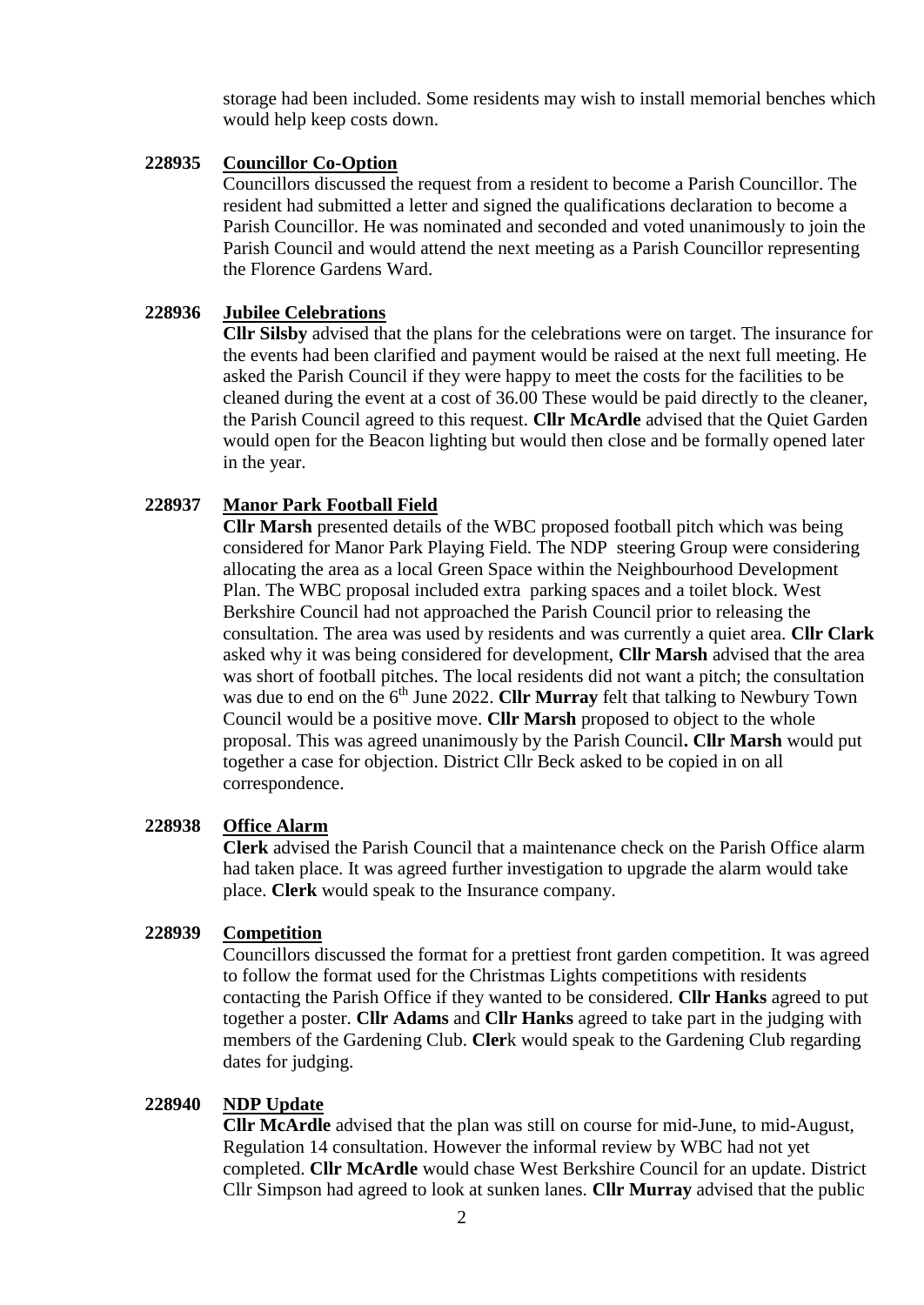storage had been included. Some residents may wish to install memorial benches which would help keep costs down.

**228935 Councillor Co-Option**

Councillors discussed the request from a resident to become a Parish Councillor. The resident had submitted a letter and signed the qualifications declaration to become a Parish Councillor. He was nominated and seconded and voted unanimously to join the Parish Council and would attend the next meeting as a Parish Councillor representing the Florence Gardens Ward.

**228936 Jubilee Celebrations**

**Cllr Silsby** advised that the plans for the celebrations were on target. The insurance for the events had been clarified and payment would be raised at the next full meeting. He asked the Parish Council if they were happy to meet the costs for the facilities to be cleaned during the event at a cost of 36.00 These would be paid directly to the cleaner, the Parish Council agreed to this request. **Cllr McArdle** advised that the Quiet Garden would open for the Beacon lighting but would then close and be formally opened later in the year.

**228937 Manor Park Football Field**

**Cllr Marsh** presented details of the WBC proposed football pitch which was being considered for Manor Park Playing Field. The NDP steering Group were considering allocating the area as a local Green Space within the Neighbourhood Development Plan. The WBC proposal included extra parking spaces and a toilet block. West Berkshire Council had not approached the Parish Council prior to releasing the consultation. The area was used by residents and was currently a quiet area. **Cllr Clark** asked why it was being considered for development, **Cllr Marsh** advised that the area was short of football pitches. The local residents did not want a pitch; the consultation was due to end on the 6th June 2022. **Cllr Murray** felt that talking to Newbury Town Council would be a positive move. **Cllr Marsh** proposed to object to the whole proposal. This was agreed unanimously by the Parish Council**. Cllr Marsh** would put together a case for objection. District Cllr Beck asked to be copied in on all correspondence.

**228938 Office Alarm**

**Clerk** advised the Parish Council that a maintenance check on the Parish Office alarm had taken place. It was agreed further investigation to upgrade the alarm would take place. **Clerk** would speak to the Insurance company.

**228939 Competition**

Councillors discussed the format for a prettiest front garden competition. It was agreed to follow the format used for the Christmas Lights competitions with residents contacting the Parish Office if they wanted to be considered. **Cllr Hanks** agreed to put together a poster. **Cllr Adams** and **Cllr Hanks** agreed to take part in the judging with members of the Gardening Club. **Cler**k would speak to the Gardening Club regarding dates for judging.

**228940 NDP Update**

**Cllr McArdle** advised that the plan was still on course for mid-June, to mid-August, Regulation 14 consultation. However the informal review by WBC had not yet completed. **Cllr McArdle** would chase West Berkshire Council for an update. District Cllr Simpson had agreed to look at sunken lanes. **Cllr Murray** advised that the public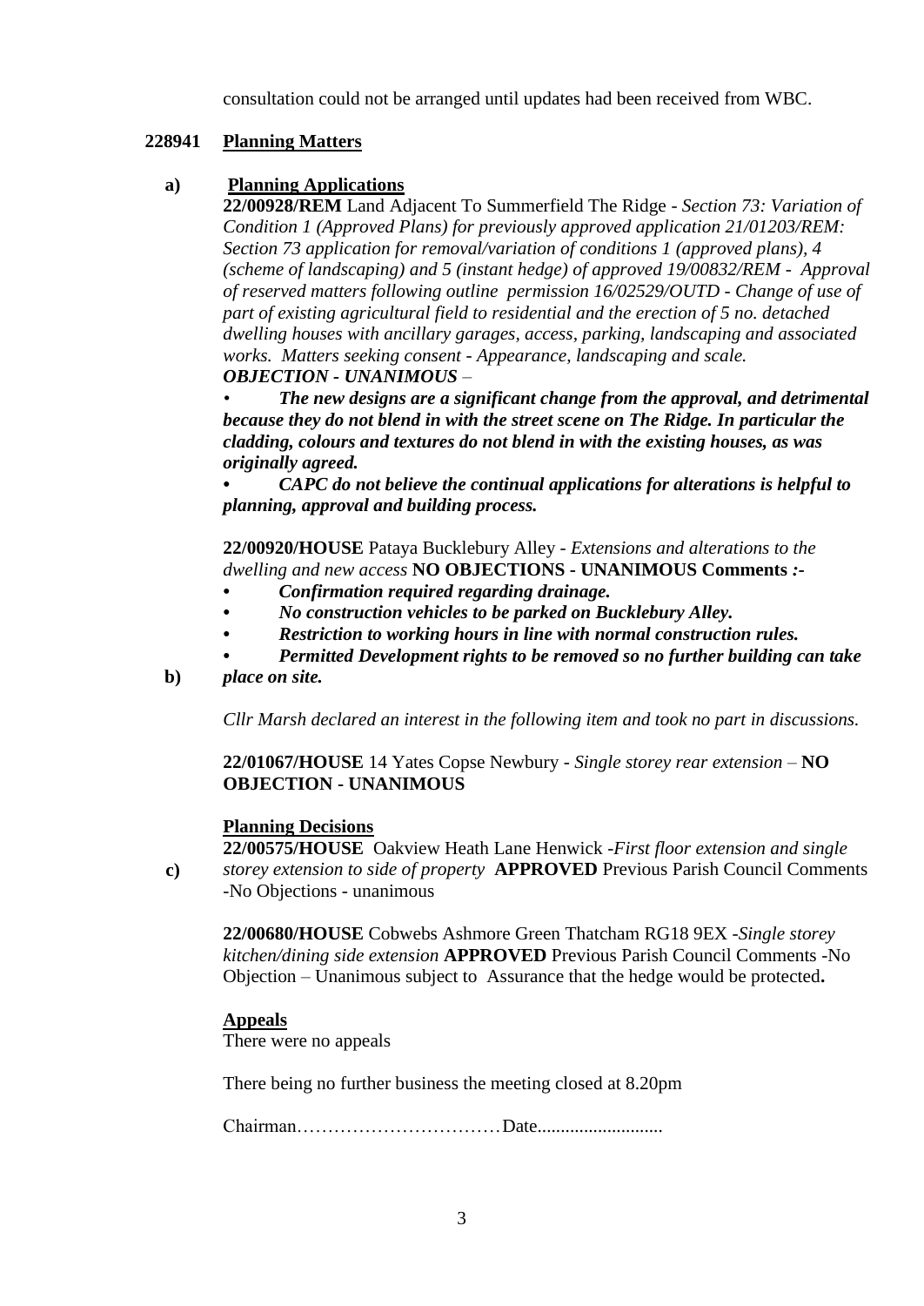consultation could not be arranged until updates had been received from WBC.

**228941 Planning Matters**

**a) Planning Applications**

**22/00928/REM** Land Adjacent To Summerfield The Ridge - *Section 73: Variation of Condition 1 (Approved Plans) for previously approved application 21/01203/REM: Section 73 application for removal/variation of conditions 1 (approved plans), 4 (scheme of landscaping) and 5 (instant hedge) of approved 19/00832/REM - Approval of reserved matters following outline permission 16/02529/OUTD - Change of use of part of existing agricultural field to residential and the erection of 5 no. detached dwelling houses with ancillary garages, access, parking, landscaping and associated works. Matters seeking consent - Appearance, landscaping and scale.*
***OBJECTION - UNANIMOUS*** –

- ***The new designs are a significant change from the approval, and detrimental because they do not blend in with the street scene on The Ridge. In particular the cladding, colours and textures do not blend in with the existing houses, as was originally agreed.***
- ***CAPC do not believe the continual applications for alterations is helpful to planning, approval and building process.***

**22/00920/HOUSE** Pataya Bucklebury Alley - *Extensions and alterations to the dwelling and new access* **NO OBJECTIONS - UNANIMOUS Comments** *:-*

- ***Confirmation required regarding drainage.***
- ***No construction vehicles to be parked on Bucklebury Alley.***
- ***Restriction to working hours in line with normal construction rules.***
- ***Permitted Development rights to be removed so no further building can take place on site.***

**b)**

*Cllr Marsh declared an interest in the following item and took no part in discussions.*

**22/01067/HOUSE** 14 Yates Copse Newbury - *Single storey rear extension* – **NO OBJECTION - UNANIMOUS**

**Planning Decisions**

**c)**

**22/00575/HOUSE** Oakview Heath Lane Henwick -*First floor extension and single storey extension to side of property* **APPROVED** Previous Parish Council Comments -No Objections - unanimous

**22/00680/HOUSE** Cobwebs Ashmore Green Thatcham RG18 9EX -*Single storey kitchen/dining side extension* **APPROVED** Previous Parish Council Comments -No Objection – Unanimous subject to Assurance that the hedge would be protected**.**

**Appeals**

There were no appeals

There being no further business the meeting closed at 8.20pm

Chairman……………………………Date...........................